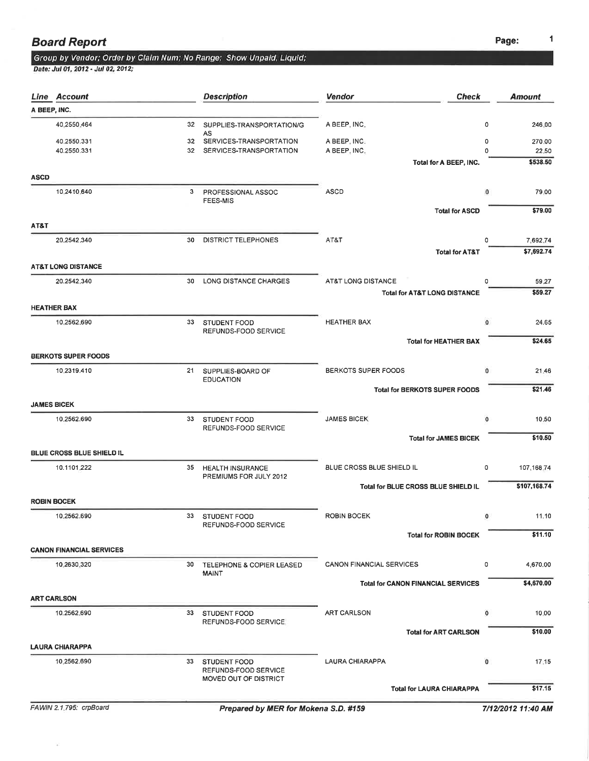# Board Report

**Group by Vendor; Order by Claim Num; No Range; Show Unpaid, Liquid;**

*Date: Jul 01, 2012 - Jul 02, 2012;*

| Line | Account | | Description | Vendor | Check | Amount |
|---|---|---|---|---|---|---|
| **A BEEP, INC.** | | | | | | |
| | 40.2550.464 | 32 | SUPPLIES-TRANSPORTATION/GAS | A BEEP, INC. | 0 | 246.00 |
| | 40.2550.331 | 32 | SERVICES-TRANSPORTATION | A BEEP, INC. | 0 | 270.00 |
| | 40.2550.331 | 32 | SERVICES-TRANSPORTATION | A BEEP, INC. | 0 | 22.50 |
| | | | | **Total for A BEEP, INC.** | | **$538.50** |
| **ASCD** | | | | | | |
| | 10.2410.640 | 3 | PROFESSIONAL ASSOC FEES-MIS | ASCD | 0 | 79.00 |
| | | | | **Total for ASCD** | | **$79.00** |
| **AT&T** | | | | | | |
| | 20.2542.340 | 30 | DISTRICT TELEPHONES | AT&T | 0 | 7,692.74 |
| | | | | **Total for AT&T** | | **$7,692.74** |
| **AT&T LONG DISTANCE** | | | | | | |
| | 20.2542.340 | 30 | LONG DISTANCE CHARGES | AT&T LONG DISTANCE | 0 | 59.27 |
| | | | | **Total for AT&T LONG DISTANCE** | | **$59.27** |
| **HEATHER BAX** | | | | | | |
| | 10.2562.690 | 33 | STUDENT FOOD REFUNDS-FOOD SERVICE | HEATHER BAX | 0 | 24.65 |
| | | | | **Total for HEATHER BAX** | | **$24.65** |
| **BERKOTS SUPER FOODS** | | | | | | |
| | 10.2319.410 | 21 | SUPPLIES-BOARD OF EDUCATION | BERKOTS SUPER FOODS | 0 | 21.46 |
| | | | | **Total for BERKOTS SUPER FOODS** | | **$21.46** |
| **JAMES BICEK** | | | | | | |
| | 10.2562.690 | 33 | STUDENT FOOD REFUNDS-FOOD SERVICE | JAMES BICEK | 0 | 10.50 |
| | | | | **Total for JAMES BICEK** | | **$10.50** |
| **BLUE CROSS BLUE SHIELD IL** | | | | | | |
| | 10.1101.222 | 35 | HEALTH INSURANCE PREMIUMS FOR JULY 2012 | BLUE CROSS BLUE SHIELD IL | 0 | 107,168.74 |
| | | | | **Total for BLUE CROSS BLUE SHIELD IL** | | **$107,168.74** |
| **ROBIN BOCEK** | | | | | | |
| | 10.2562.690 | 33 | STUDENT FOOD REFUNDS-FOOD SERVICE | ROBIN BOCEK | 0 | 11.10 |
| | | | | **Total for ROBIN BOCEK** | | **$11.10** |
| **CANON FINANCIAL SERVICES** | | | | | | |
| | 10.2630.320 | 30 | TELEPHONE & COPIER LEASED MAINT | CANON FINANCIAL SERVICES | 0 | 4,670.00 |
| | | | | **Total for CANON FINANCIAL SERVICES** | | **$4,670.00** |
| **ART CARLSON** | | | | | | |
| | 10.2562.690 | 33 | STUDENT FOOD REFUNDS-FOOD SERVICE | ART CARLSON | 0 | 10.00 |
| | | | | **Total for ART CARLSON** | | **$10.00** |
| **LAURA CHIARAPPA** | | | | | | |
| | 10.2562.690 | 33 | STUDENT FOOD REFUNDS-FOOD SERVICE MOVED OUT OF DISTRICT | LAURA CHIARAPPA | 0 | 17.15 |
| | | | | **Total for LAURA CHIARAPPA** | | **$17.15** |

FAWIN 2.1.795: crpBoard | *Prepared by MER for Mokena S.D. #159* | *7/12/2012 11:40 AM*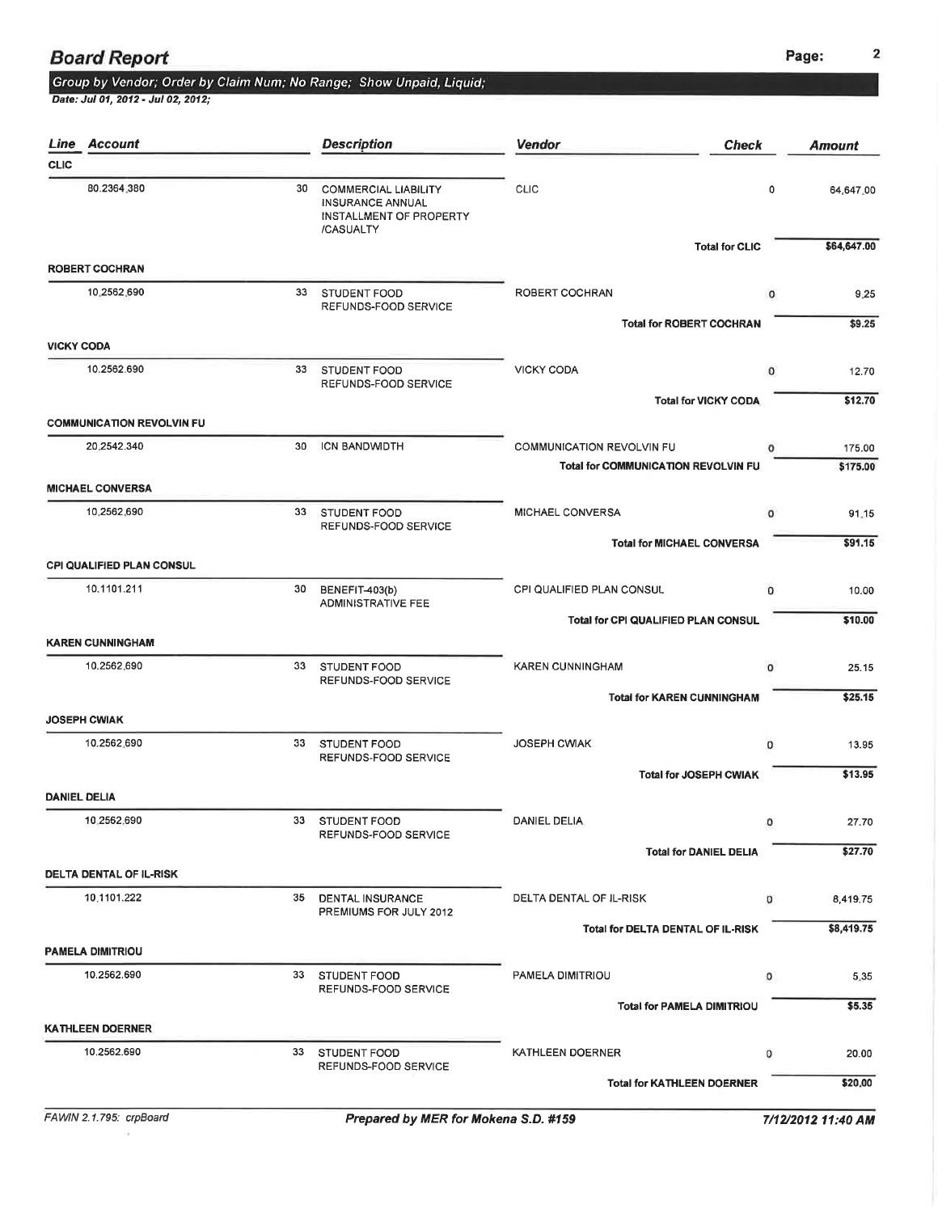# Board Report

*Group by Vendor; Order by Claim Num; No Range; Show Unpaid, Liquid;*

*Date: Jul 01, 2012 - Jul 02, 2012;*

| Line | Account | | Description | Vendor | Check | Amount |
|---|---|---|---|---|---|---|
| **CLIC** | | | | | | |
| | 80.2364.380 | 30 | COMMERCIAL LIABILITY INSURANCE ANNUAL INSTALLMENT OF PROPERTY /CASUALTY | CLIC | 0 | 64,647.00 |
| | | | | **Total for CLIC** | | **$64,647.00** |
| **ROBERT COCHRAN** | | | | | | |
| | 10.2562.690 | 33 | STUDENT FOOD REFUNDS-FOOD SERVICE | ROBERT COCHRAN | 0 | 9.25 |
| | | | | **Total for ROBERT COCHRAN** | | **$9.25** |
| **VICKY CODA** | | | | | | |
| | 10.2562.690 | 33 | STUDENT FOOD REFUNDS-FOOD SERVICE | VICKY CODA | 0 | 12.70 |
| | | | | **Total for VICKY CODA** | | **$12.70** |
| **COMMUNICATION REVOLVIN FU** | | | | | | |
| | 20.2542.340 | 30 | ICN BANDWIDTH | COMMUNICATION REVOLVIN FU | 0 | 175.00 |
| | | | | **Total for COMMUNICATION REVOLVIN FU** | | **$175.00** |
| **MICHAEL CONVERSA** | | | | | | |
| | 10.2562.690 | 33 | STUDENT FOOD REFUNDS-FOOD SERVICE | MICHAEL CONVERSA | 0 | 91.15 |
| | | | | **Total for MICHAEL CONVERSA** | | **$91.15** |
| **CPI QUALIFIED PLAN CONSUL** | | | | | | |
| | 10.1101.211 | 30 | BENEFIT-403(b) ADMINISTRATIVE FEE | CPI QUALIFIED PLAN CONSUL | 0 | 10.00 |
| | | | | **Total for CPI QUALIFIED PLAN CONSUL** | | **$10.00** |
| **KAREN CUNNINGHAM** | | | | | | |
| | 10.2562.690 | 33 | STUDENT FOOD REFUNDS-FOOD SERVICE | KAREN CUNNINGHAM | 0 | 25.15 |
| | | | | **Total for KAREN CUNNINGHAM** | | **$25.15** |
| **JOSEPH CWIAK** | | | | | | |
| | 10.2562.690 | 33 | STUDENT FOOD REFUNDS-FOOD SERVICE | JOSEPH CWIAK | 0 | 13.95 |
| | | | | **Total for JOSEPH CWIAK** | | **$13.95** |
| **DANIEL DELIA** | | | | | | |
| | 10.2562.690 | 33 | STUDENT FOOD REFUNDS-FOOD SERVICE | DANIEL DELIA | 0 | 27.70 |
| | | | | **Total for DANIEL DELIA** | | **$27.70** |
| **DELTA DENTAL OF IL-RISK** | | | | | | |
| | 10.1101.222 | 35 | DENTAL INSURANCE PREMIUMS FOR JULY 2012 | DELTA DENTAL OF IL-RISK | 0 | 8,419.75 |
| | | | | **Total for DELTA DENTAL OF IL-RISK** | | **$8,419.75** |
| **PAMELA DIMITRIOU** | | | | | | |
| | 10.2562.690 | 33 | STUDENT FOOD REFUNDS-FOOD SERVICE | PAMELA DIMITRIOU | 0 | 5.35 |
| | | | | **Total for PAMELA DIMITRIOU** | | **$5.35** |
| **KATHLEEN DOERNER** | | | | | | |
| | 10.2562.690 | 33 | STUDENT FOOD REFUNDS-FOOD SERVICE | KATHLEEN DOERNER | 0 | 20.00 |
| | | | | **Total for KATHLEEN DOERNER** | | **$20.00** |

FAWIN 2.1.795: crpBoard — *Prepared by MER for Mokena S.D. #159* — *7/12/2012 11:40 AM*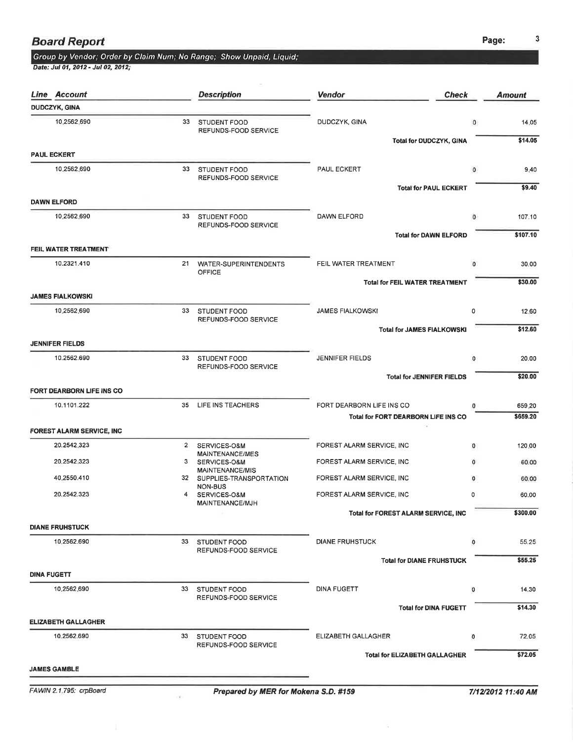## Board Report

**Group by Vendor; Order by Claim Num; No Range; Show Unpaid, Liquid;**

*Date: Jul 01, 2012 - Jul 02, 2012;*

| Line | Account | | Description | Vendor | Check | Amount |
|---|---|---|---|---|---|---|
| **DUDCZYK, GINA** | | | | | | |
| | 10.2562.690 | 33 | STUDENT FOOD REFUNDS-FOOD SERVICE | DUDCZYK, GINA | 0 | 14.05 |
| | | | | **Total for DUDCZYK, GINA** | | **$14.05** |
| **PAUL ECKERT** | | | | | | |
| | 10.2562.690 | 33 | STUDENT FOOD REFUNDS-FOOD SERVICE | PAUL ECKERT | 0 | 9.40 |
| | | | | **Total for PAUL ECKERT** | | **$9.40** |
| **DAWN ELFORD** | | | | | | |
| | 10.2562.690 | 33 | STUDENT FOOD REFUNDS-FOOD SERVICE | DAWN ELFORD | 0 | 107.10 |
| | | | | **Total for DAWN ELFORD** | | **$107.10** |
| **FEIL WATER TREATMENT** | | | | | | |
| | 10.2321.410 | 21 | WATER-SUPERINTENDENTS OFFICE | FEIL WATER TREATMENT | 0 | 30.00 |
| | | | | **Total for FEIL WATER TREATMENT** | | **$30.00** |
| **JAMES FIALKOWSKI** | | | | | | |
| | 10.2562.690 | 33 | STUDENT FOOD REFUNDS-FOOD SERVICE | JAMES FIALKOWSKI | 0 | 12.60 |
| | | | | **Total for JAMES FIALKOWSKI** | | **$12.60** |
| **JENNIFER FIELDS** | | | | | | |
| | 10.2562.690 | 33 | STUDENT FOOD REFUNDS-FOOD SERVICE | JENNIFER FIELDS | 0 | 20.00 |
| | | | | **Total for JENNIFER FIELDS** | | **$20.00** |
| **FORT DEARBORN LIFE INS CO** | | | | | | |
| | 10.1101.222 | 35 | LIFE INS TEACHERS | FORT DEARBORN LIFE INS CO | 0 | 659.20 |
| | | | | **Total for FORT DEARBORN LIFE INS CO** | | **$659.20** |
| **FOREST ALARM SERVICE, INC** | | | | | | |
| | 20.2542.323 | 2 | SERVICES-O&M MAINTENANCE/MES | FOREST ALARM SERVICE, INC | 0 | 120.00 |
| | 20.2542.323 | 3 | SERVICES-O&M MAINTENANCE/MIS | FOREST ALARM SERVICE, INC | 0 | 60.00 |
| | 40.2550.410 | 32 | SUPPLIES-TRANSPORTATION NON-BUS | FOREST ALARM SERVICE, INC | 0 | 60.00 |
| | 20.2542.323 | 4 | SERVICES-O&M MAINTENANCE/MJH | FOREST ALARM SERVICE, INC | 0 | 60.00 |
| | | | | **Total for FOREST ALARM SERVICE, INC** | | **$300.00** |
| **DIANE FRUHSTUCK** | | | | | | |
| | 10.2562.690 | 33 | STUDENT FOOD REFUNDS-FOOD SERVICE | DIANE FRUHSTUCK | 0 | 55.25 |
| | | | | **Total for DIANE FRUHSTUCK** | | **$55.25** |
| **DINA FUGETT** | | | | | | |
| | 10.2562.690 | 33 | STUDENT FOOD REFUNDS-FOOD SERVICE | DINA FUGETT | 0 | 14.30 |
| | | | | **Total for DINA FUGETT** | | **$14.30** |
| **ELIZABETH GALLAGHER** | | | | | | |
| | 10.2562.690 | 33 | STUDENT FOOD REFUNDS-FOOD SERVICE | ELIZABETH GALLAGHER | 0 | 72.05 |
| | | | | **Total for ELIZABETH GALLAGHER** | | **$72.05** |
| **JAMES GAMBLE** | | | | | | |

FAWIN 2.1.795: crpBoard — ***Prepared by MER for Mokena S.D. #159*** — *7/12/2012 11:40 AM*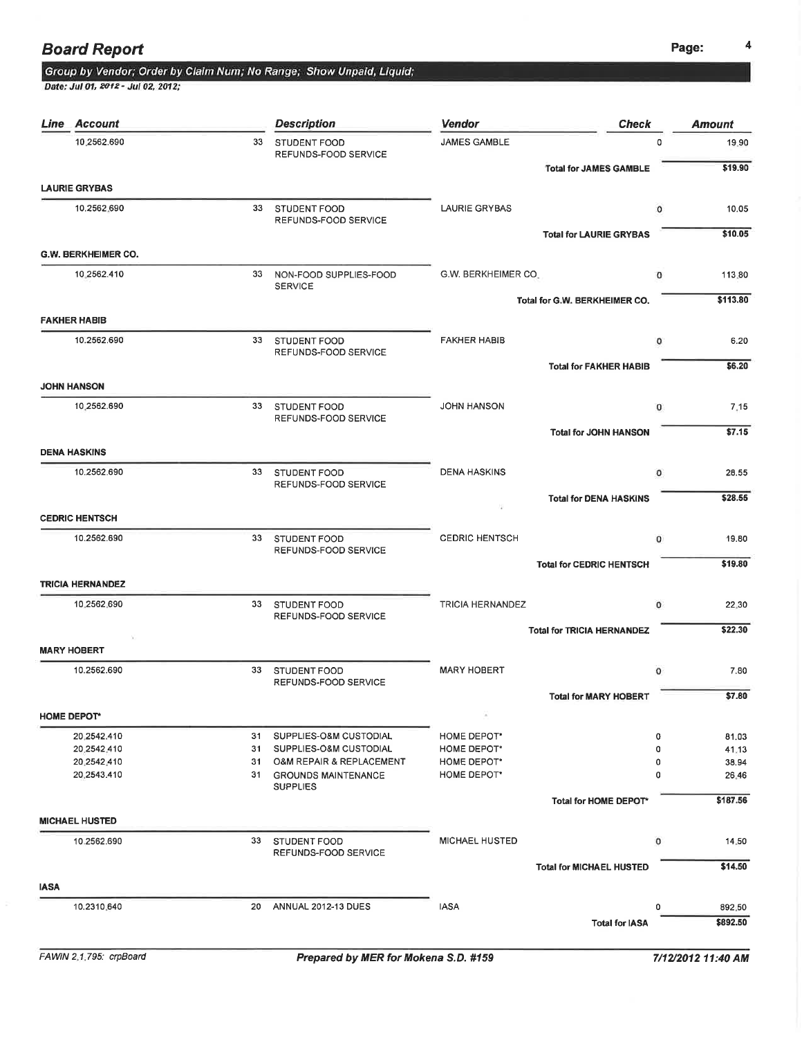## Board Report

**Group by Vendor; Order by Claim Num; No Range; Show Unpaid, Liquid;**

*Date: Jul 01, 2012 - Jul 02, 2012;*

| Line | Account | | Description | Vendor | Check | Amount |
|---|---|---|---|---|---|---|
| | 10.2562.690 | 33 | STUDENT FOOD REFUNDS-FOOD SERVICE | JAMES GAMBLE | 0 | 19.90 |
| | | | | **Total for JAMES GAMBLE** | | **$19.90** |
| **LAURIE GRYBAS** | | | | | | |
| | 10.2562.690 | 33 | STUDENT FOOD REFUNDS-FOOD SERVICE | LAURIE GRYBAS | 0 | 10.05 |
| | | | | **Total for LAURIE GRYBAS** | | **$10.05** |
| **G.W. BERKHEIMER CO.** | | | | | | |
| | 10.2562.410 | 33 | NON-FOOD SUPPLIES-FOOD SERVICE | G.W. BERKHEIMER CO. | 0 | 113.80 |
| | | | | **Total for G.W. BERKHEIMER CO.** | | **$113.80** |
| **FAKHER HABIB** | | | | | | |
| | 10.2562.690 | 33 | STUDENT FOOD REFUNDS-FOOD SERVICE | FAKHER HABIB | 0 | 6.20 |
| | | | | **Total for FAKHER HABIB** | | **$6.20** |
| **JOHN HANSON** | | | | | | |
| | 10.2562.690 | 33 | STUDENT FOOD REFUNDS-FOOD SERVICE | JOHN HANSON | 0 | 7.15 |
| | | | | **Total for JOHN HANSON** | | **$7.15** |
| **DENA HASKINS** | | | | | | |
| | 10.2562.690 | 33 | STUDENT FOOD REFUNDS-FOOD SERVICE | DENA HASKINS | 0 | 28.55 |
| | | | | **Total for DENA HASKINS** | | **$28.55** |
| **CEDRIC HENTSCH** | | | | | | |
| | 10.2562.690 | 33 | STUDENT FOOD REFUNDS-FOOD SERVICE | CEDRIC HENTSCH | 0 | 19.80 |
| | | | | **Total for CEDRIC HENTSCH** | | **$19.80** |
| **TRICIA HERNANDEZ** | | | | | | |
| | 10.2562.690 | 33 | STUDENT FOOD REFUNDS-FOOD SERVICE | TRICIA HERNANDEZ | 0 | 22.30 |
| | | | | **Total for TRICIA HERNANDEZ** | | **$22.30** |
| **MARY HOBERT** | | | | | | |
| | 10.2562.690 | 33 | STUDENT FOOD REFUNDS-FOOD SERVICE | MARY HOBERT | 0 | 7.80 |
| | | | | **Total for MARY HOBERT** | | **$7.80** |
| **HOME DEPOT*** | | | | | | |
| | 20.2542.410 | 31 | SUPPLIES-O&M CUSTODIAL | HOME DEPOT* | 0 | 81.03 |
| | 20.2542.410 | 31 | SUPPLIES-O&M CUSTODIAL | HOME DEPOT* | 0 | 41.13 |
| | 20.2542.410 | 31 | O&M REPAIR & REPLACEMENT | HOME DEPOT* | 0 | 38.94 |
| | 20.2543.410 | 31 | GROUNDS MAINTENANCE SUPPLIES | HOME DEPOT* | 0 | 26.46 |
| | | | | **Total for HOME DEPOT*** | | **$187.56** |
| **MICHAEL HUSTED** | | | | | | |
| | 10.2562.690 | 33 | STUDENT FOOD REFUNDS-FOOD SERVICE | MICHAEL HUSTED | 0 | 14.50 |
| | | | | **Total for MICHAEL HUSTED** | | **$14.50** |
| **IASA** | | | | | | |
| | 10.2310.640 | 20 | ANNUAL 2012-13 DUES | IASA | 0 | 892.50 |
| | | | | **Total for IASA** | | **$892.50** |

FAWIN 2.1.795: crpBoard — *Prepared by MER for Mokena S.D. #159* — 7/12/2012 11:40 AM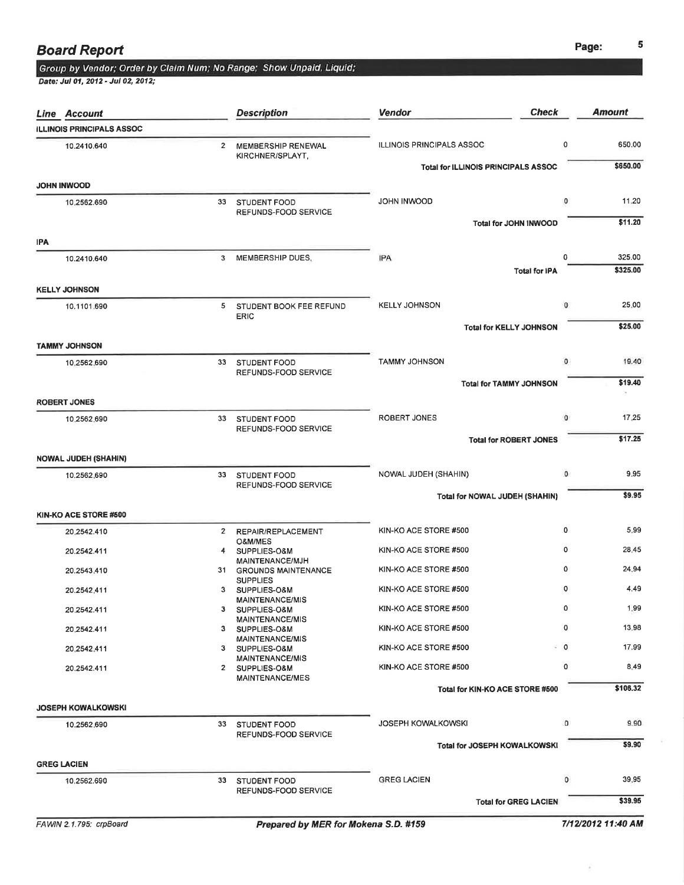# Board Report

**Group by Vendor; Order by Claim Num; No Range; Show Unpaid, Liquid;**

*Date: Jul 01, 2012 - Jul 02, 2012;*

| Line | Account | | Description | Vendor | Check | Amount |
|---|---|---|---|---|---|---|
| **ILLINOIS PRINCIPALS ASSOC** | | | | | | |
| | 10.2410.640 | 2 | MEMBERSHIP RENEWAL KIRCHNER/SPLAYT, | ILLINOIS PRINCIPALS ASSOC | 0 | 650.00 |
| | | | | **Total for ILLINOIS PRINCIPALS ASSOC** | | **$650.00** |
| **JOHN INWOOD** | | | | | | |
| | 10.2562.690 | 33 | STUDENT FOOD REFUNDS-FOOD SERVICE | JOHN INWOOD | 0 | 11.20 |
| | | | | **Total for JOHN INWOOD** | | **$11.20** |
| **IPA** | | | | | | |
| | 10.2410.640 | 3 | MEMBERSHIP DUES, | IPA | 0 | 325.00 |
| | | | | **Total for IPA** | | **$325.00** |
| **KELLY JOHNSON** | | | | | | |
| | 10.1101.690 | 5 | STUDENT BOOK FEE REFUND ERIC | KELLY JOHNSON | 0 | 25.00 |
| | | | | **Total for KELLY JOHNSON** | | **$25.00** |
| **TAMMY JOHNSON** | | | | | | |
| | 10.2562.690 | 33 | STUDENT FOOD REFUNDS-FOOD SERVICE | TAMMY JOHNSON | 0 | 19.40 |
| | | | | **Total for TAMMY JOHNSON** | | **$19.40** |
| **ROBERT JONES** | | | | | | |
| | 10.2562.690 | 33 | STUDENT FOOD REFUNDS-FOOD SERVICE | ROBERT JONES | 0 | 17.25 |
| | | | | **Total for ROBERT JONES** | | **$17.25** |
| **NOWAL JUDEH (SHAHIN)** | | | | | | |
| | 10.2562.690 | 33 | STUDENT FOOD REFUNDS-FOOD SERVICE | NOWAL JUDEH (SHAHIN) | 0 | 9.95 |
| | | | | **Total for NOWAL JUDEH (SHAHIN)** | | **$9.95** |
| **KIN-KO ACE STORE #500** | | | | | | |
| | 20.2542.410 | 2 | REPAIR/REPLACEMENT O&M/MES | KIN-KO ACE STORE #500 | 0 | 5.99 |
| | 20.2542.411 | 4 | SUPPLIES-O&M MAINTENANCE/MJH | KIN-KO ACE STORE #500 | 0 | 28.45 |
| | 20.2543.410 | 31 | GROUNDS MAINTENANCE SUPPLIES | KIN-KO ACE STORE #500 | 0 | 24.94 |
| | 20.2542.411 | 3 | SUPPLIES-O&M MAINTENANCE/MIS | KIN-KO ACE STORE #500 | 0 | 4.49 |
| | 20.2542.411 | 3 | SUPPLIES-O&M MAINTENANCE/MIS | KIN-KO ACE STORE #500 | 0 | 1.99 |
| | 20.2542.411 | 3 | SUPPLIES-O&M MAINTENANCE/MIS | KIN-KO ACE STORE #500 | 0 | 13.98 |
| | 20.2542.411 | 3 | SUPPLIES-O&M MAINTENANCE/MIS | KIN-KO ACE STORE #500 | 0 | 17.99 |
| | 20.2542.411 | 2 | SUPPLIES-O&M MAINTENANCE/MES | KIN-KO ACE STORE #500 | 0 | 8.49 |
| | | | | **Total for KIN-KO ACE STORE #500** | | **$106.32** |
| **JOSEPH KOWALKOWSKI** | | | | | | |
| | 10.2562.690 | 33 | STUDENT FOOD REFUNDS-FOOD SERVICE | JOSEPH KOWALKOWSKI | 0 | 9.90 |
| | | | | **Total for JOSEPH KOWALKOWSKI** | | **$9.90** |
| **GREG LACIEN** | | | | | | |
| | 10.2562.690 | 33 | STUDENT FOOD REFUNDS-FOOD SERVICE | GREG LACIEN | 0 | 39.95 |
| | | | | **Total for GREG LACIEN** | | **$39.95** |

FAWIN 2.1.795: crpBoard — **Prepared by MER for Mokena S.D. #159** — *7/12/2012 11:40 AM*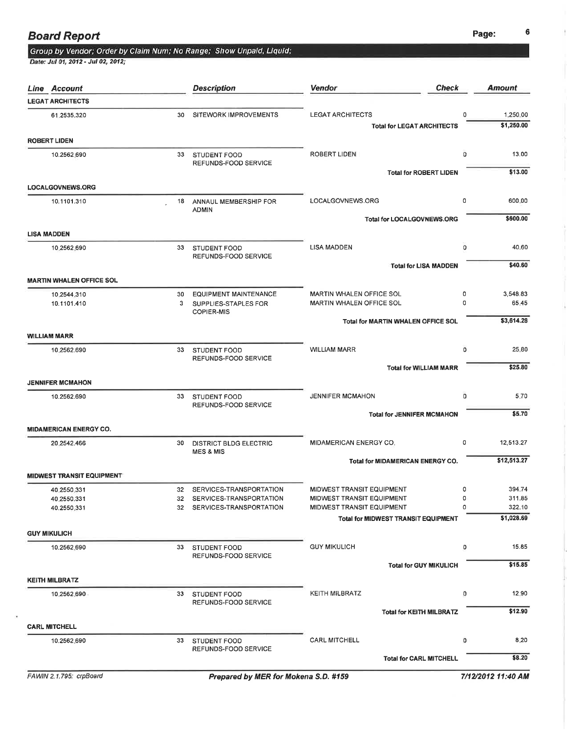# Board Report

**Group by Vendor; Order by Claim Num; No Range; Show Unpaid, Liquid;**

*Date: Jul 01, 2012 - Jul 02, 2012;*

| Line Account | | Description | Vendor | Check | Amount |
|---|---|---|---|---|---|
| **LEGAT ARCHITECTS** | | | | | |
| 61.2535.320 | 30 | SITEWORK IMPROVEMENTS | LEGAT ARCHITECTS | 0 | 1,250.00 |
| | | | **Total for LEGAT ARCHITECTS** | | **$1,250.00** |
| **ROBERT LIDEN** | | | | | |
| 10.2562.690 | 33 | STUDENT FOOD REFUNDS-FOOD SERVICE | ROBERT LIDEN | 0 | 13.00 |
| | | | **Total for ROBERT LIDEN** | | **$13.00** |
| **LOCALGOVNEWS.ORG** | | | | | |
| 10.1101.310 | 18 | ANNAUL MEMBERSHIP FOR ADMIN | LOCALGOVNEWS.ORG | 0 | 600.00 |
| | | | **Total for LOCALGOVNEWS.ORG** | | **$600.00** |
| **LISA MADDEN** | | | | | |
| 10.2562.690 | 33 | STUDENT FOOD REFUNDS-FOOD SERVICE | LISA MADDEN | 0 | 40.60 |
| | | | **Total for LISA MADDEN** | | **$40.60** |
| **MARTIN WHALEN OFFICE SOL** | | | | | |
| 10.2544.310 | 30 | EQUIPMENT MAINTENANCE | MARTIN WHALEN OFFICE SOL | 0 | 3,548.83 |
| 10.1101.410 | 3 | SUPPLIES-STAPLES FOR COPIER-MIS | MARTIN WHALEN OFFICE SOL | 0 | 65.45 |
| | | | **Total for MARTIN WHALEN OFFICE SOL** | | **$3,614.28** |
| **WILLIAM MARR** | | | | | |
| 10.2562.690 | 33 | STUDENT FOOD REFUNDS-FOOD SERVICE | WILLIAM MARR | 0 | 25.80 |
| | | | **Total for WILLIAM MARR** | | **$25.80** |
| **JENNIFER MCMAHON** | | | | | |
| 10.2562.690 | 33 | STUDENT FOOD REFUNDS-FOOD SERVICE | JENNIFER MCMAHON | 0 | 5.70 |
| | | | **Total for JENNIFER MCMAHON** | | **$5.70** |
| **MIDAMERICAN ENERGY CO.** | | | | | |
| 20.2542.466 | 30 | DISTRICT BLDG ELECTRIC MES & MIS | MIDAMERICAN ENERGY CO. | 0 | 12,513.27 |
| | | | **Total for MIDAMERICAN ENERGY CO.** | | **$12,513.27** |
| **MIDWEST TRANSIT EQUIPMENT** | | | | | |
| 40.2550.331 | 32 | SERVICES-TRANSPORTATION | MIDWEST TRANSIT EQUIPMENT | 0 | 394.74 |
| 40.2550.331 | 32 | SERVICES-TRANSPORTATION | MIDWEST TRANSIT EQUIPMENT | 0 | 311.85 |
| 40.2550.331 | 32 | SERVICES-TRANSPORTATION | MIDWEST TRANSIT EQUIPMENT | 0 | 322.10 |
| | | | **Total for MIDWEST TRANSIT EQUIPMENT** | | **$1,028.69** |
| **GUY MIKULICH** | | | | | |
| 10.2562.690 | 33 | STUDENT FOOD REFUNDS-FOOD SERVICE | GUY MIKULICH | 0 | 15.85 |
| | | | **Total for GUY MIKULICH** | | **$15.85** |
| **KEITH MILBRATZ** | | | | | |
| 10.2562.690 | 33 | STUDENT FOOD REFUNDS-FOOD SERVICE | KEITH MILBRATZ | 0 | 12.90 |
| | | | **Total for KEITH MILBRATZ** | | **$12.90** |
| **CARL MITCHELL** | | | | | |
| 10.2562.690 | 33 | STUDENT FOOD REFUNDS-FOOD SERVICE | CARL MITCHELL | 0 | 8.20 |
| | | | **Total for CARL MITCHELL** | | **$8.20** |

FAWIN 2.1.795: crpBoard — **Prepared by MER for Mokena S.D. #159** — **7/12/2012 11:40 AM**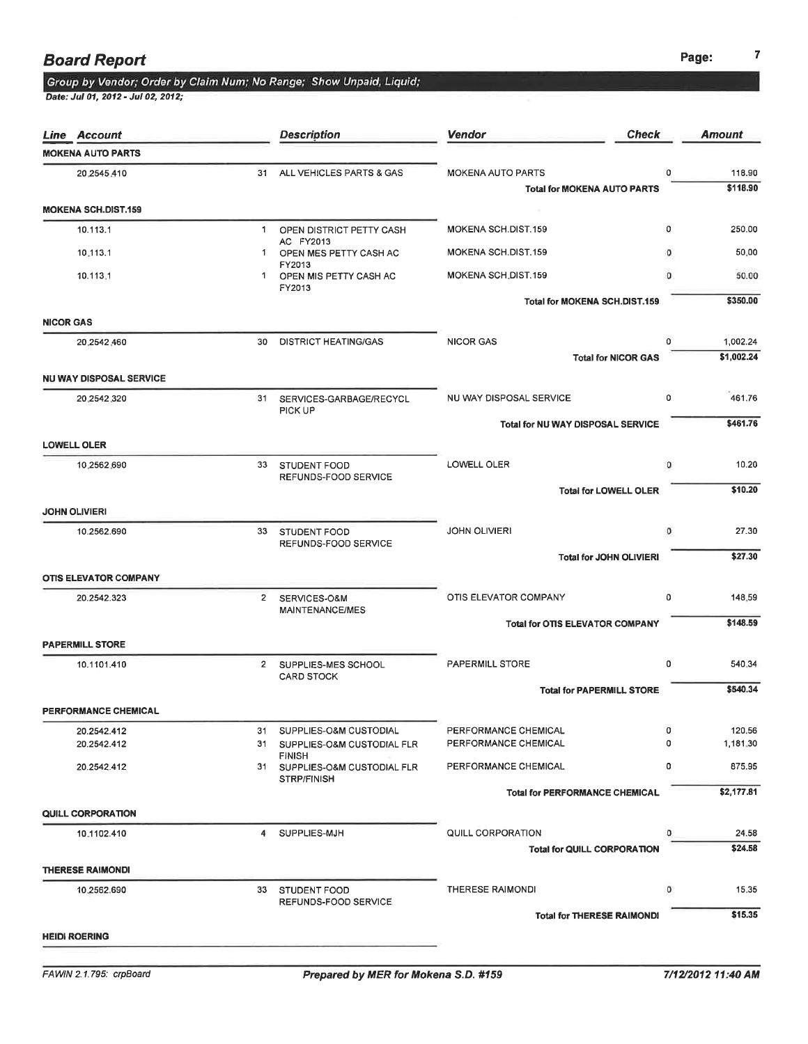## Board Report

**Group by Vendor; Order by Claim Num; No Range; Show Unpaid, Liquid;**

*Date: Jul 01, 2012 - Jul 02, 2012;*

| Line | Account | | Description | Vendor | Check | Amount |
|---|---|---|---|---|---|---|
| **MOKENA AUTO PARTS** | | | | | | |
| | 20.2545.410 | 31 | ALL VEHICLES PARTS & GAS | MOKENA AUTO PARTS | 0 | 118.90 |
| | | | | **Total for MOKENA AUTO PARTS** | | **$118.90** |
| **MOKENA SCH.DIST.159** | | | | | | |
| | 10.113.1 | 1 | OPEN DISTRICT PETTY CASH AC FY2013 | MOKENA SCH.DIST.159 | 0 | 250.00 |
| | 10.113.1 | 1 | OPEN MES PETTY CASH AC FY2013 | MOKENA SCH.DIST.159 | 0 | 50.00 |
| | 10.113.1 | 1 | OPEN MIS PETTY CASH AC FY2013 | MOKENA SCH.DIST.159 | 0 | 50.00 |
| | | | | **Total for MOKENA SCH.DIST.159** | | **$350.00** |
| **NICOR GAS** | | | | | | |
| | 20.2542.460 | 30 | DISTRICT HEATING/GAS | NICOR GAS | 0 | 1,002.24 |
| | | | | **Total for NICOR GAS** | | **$1,002.24** |
| **NU WAY DISPOSAL SERVICE** | | | | | | |
| | 20.2542.320 | 31 | SERVICES-GARBAGE/RECYCL PICK UP | NU WAY DISPOSAL SERVICE | 0 | 461.76 |
| | | | | **Total for NU WAY DISPOSAL SERVICE** | | **$461.76** |
| **LOWELL OLER** | | | | | | |
| | 10.2562.690 | 33 | STUDENT FOOD REFUNDS-FOOD SERVICE | LOWELL OLER | 0 | 10.20 |
| | | | | **Total for LOWELL OLER** | | **$10.20** |
| **JOHN OLIVIERI** | | | | | | |
| | 10.2562.690 | 33 | STUDENT FOOD REFUNDS-FOOD SERVICE | JOHN OLIVIERI | 0 | 27.30 |
| | | | | **Total for JOHN OLIVIERI** | | **$27.30** |
| **OTIS ELEVATOR COMPANY** | | | | | | |
| | 20.2542.323 | 2 | SERVICES-O&M MAINTENANCE/MES | OTIS ELEVATOR COMPANY | 0 | 148.59 |
| | | | | **Total for OTIS ELEVATOR COMPANY** | | **$148.59** |
| **PAPERMILL STORE** | | | | | | |
| | 10.1101.410 | 2 | SUPPLIES-MES SCHOOL CARD STOCK | PAPERMILL STORE | 0 | 540.34 |
| | | | | **Total for PAPERMILL STORE** | | **$540.34** |
| **PERFORMANCE CHEMICAL** | | | | | | |
| | 20.2542.412 | 31 | SUPPLIES-O&M CUSTODIAL | PERFORMANCE CHEMICAL | 0 | 120.56 |
| | 20.2542.412 | 31 | SUPPLIES-O&M CUSTODIAL FLR FINISH | PERFORMANCE CHEMICAL | 0 | 1,181.30 |
| | 20.2542.412 | 31 | SUPPLIES-O&M CUSTODIAL FLR STRP/FINISH | PERFORMANCE CHEMICAL | 0 | 875.95 |
| | | | | **Total for PERFORMANCE CHEMICAL** | | **$2,177.81** |
| **QUILL CORPORATION** | | | | | | |
| | 10.1102.410 | 4 | SUPPLIES-MJH | QUILL CORPORATION | 0 | 24.58 |
| | | | | **Total for QUILL CORPORATION** | | **$24.58** |
| **THERESE RAIMONDI** | | | | | | |
| | 10.2562.690 | 33 | STUDENT FOOD REFUNDS-FOOD SERVICE | THERESE RAIMONDI | 0 | 15.35 |
| | | | | **Total for THERESE RAIMONDI** | | **$15.35** |
| **HEIDI ROERING** | | | | | | |

FAWIN 2.1.795: crpBoard | *Prepared by MER for Mokena S.D. #159* | *7/12/2012 11:40 AM*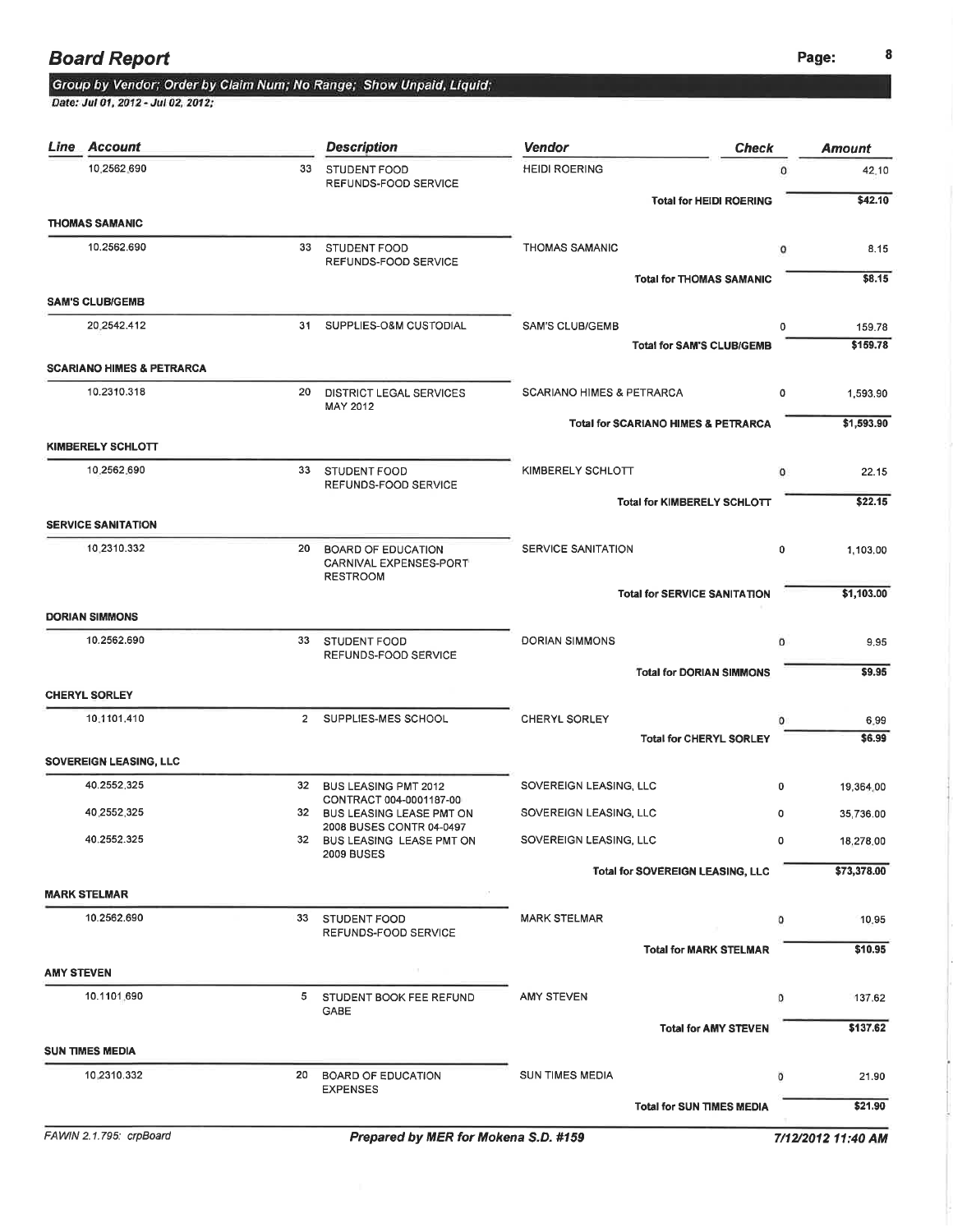## Board Report

Group by Vendor; Order by Claim Num; No Range; Show Unpaid, Liquid;

Date: Jul 01, 2012 - Jul 02, 2012;

| Line | Account | | Description | Vendor | Check | Amount |
|---|---|---|---|---|---|---|
| | 10.2562.690 | 33 | STUDENT FOOD REFUNDS-FOOD SERVICE | HEIDI ROERING | 0 | 42.10 |
| | | | | Total for HEIDI ROERING | | $42.10 |
| **THOMAS SAMANIC** | | | | | | |
| | 10.2562.690 | 33 | STUDENT FOOD REFUNDS-FOOD SERVICE | THOMAS SAMANIC | 0 | 8.15 |
| | | | | Total for THOMAS SAMANIC | | $8.15 |
| **SAM'S CLUB/GEMB** | | | | | | |
| | 20.2542.412 | 31 | SUPPLIES-O&M CUSTODIAL | SAM'S CLUB/GEMB | 0 | 159.78 |
| | | | | Total for SAM'S CLUB/GEMB | | $159.78 |
| **SCARIANO HIMES & PETRARCA** | | | | | | |
| | 10.2310.318 | 20 | DISTRICT LEGAL SERVICES MAY 2012 | SCARIANO HIMES & PETRARCA | 0 | 1,593.90 |
| | | | | Total for SCARIANO HIMES & PETRARCA | | $1,593.90 |
| **KIMBERELY SCHLOTT** | | | | | | |
| | 10.2562.690 | 33 | STUDENT FOOD REFUNDS-FOOD SERVICE | KIMBERELY SCHLOTT | 0 | 22.15 |
| | | | | Total for KIMBERELY SCHLOTT | | $22.15 |
| **SERVICE SANITATION** | | | | | | |
| | 10.2310.332 | 20 | BOARD OF EDUCATION CARNIVAL EXPENSES-PORT RESTROOM | SERVICE SANITATION | 0 | 1,103.00 |
| | | | | Total for SERVICE SANITATION | | $1,103.00 |
| **DORIAN SIMMONS** | | | | | | |
| | 10.2562.690 | 33 | STUDENT FOOD REFUNDS-FOOD SERVICE | DORIAN SIMMONS | 0 | 9.95 |
| | | | | Total for DORIAN SIMMONS | | $9.95 |
| **CHERYL SORLEY** | | | | | | |
| | 10.1101.410 | 2 | SUPPLIES-MES SCHOOL | CHERYL SORLEY | 0 | 6.99 |
| | | | | Total for CHERYL SORLEY | | $6.99 |
| **SOVEREIGN LEASING, LLC** | | | | | | |
| | 40.2552.325 | 32 | BUS LEASING PMT 2012 CONTRACT 004-0001187-00 | SOVEREIGN LEASING, LLC | 0 | 19,364.00 |
| | 40.2552.325 | 32 | BUS LEASING LEASE PMT ON 2008 BUSES CONTR 04-0497 | SOVEREIGN LEASING, LLC | 0 | 35,736.00 |
| | 40.2552.325 | 32 | BUS LEASING LEASE PMT ON 2009 BUSES | SOVEREIGN LEASING, LLC | 0 | 18,278.00 |
| | | | | Total for SOVEREIGN LEASING, LLC | | $73,378.00 |
| **MARK STELMAR** | | | | | | |
| | 10.2562.690 | 33 | STUDENT FOOD REFUNDS-FOOD SERVICE | MARK STELMAR | 0 | 10.95 |
| | | | | Total for MARK STELMAR | | $10.95 |
| **AMY STEVEN** | | | | | | |
| | 10.1101.690 | 5 | STUDENT BOOK FEE REFUND GABE | AMY STEVEN | 0 | 137.62 |
| | | | | Total for AMY STEVEN | | $137.62 |
| **SUN TIMES MEDIA** | | | | | | |
| | 10.2310.332 | 20 | BOARD OF EDUCATION EXPENSES | SUN TIMES MEDIA | 0 | 21.90 |
| | | | | Total for SUN TIMES MEDIA | | $21.90 |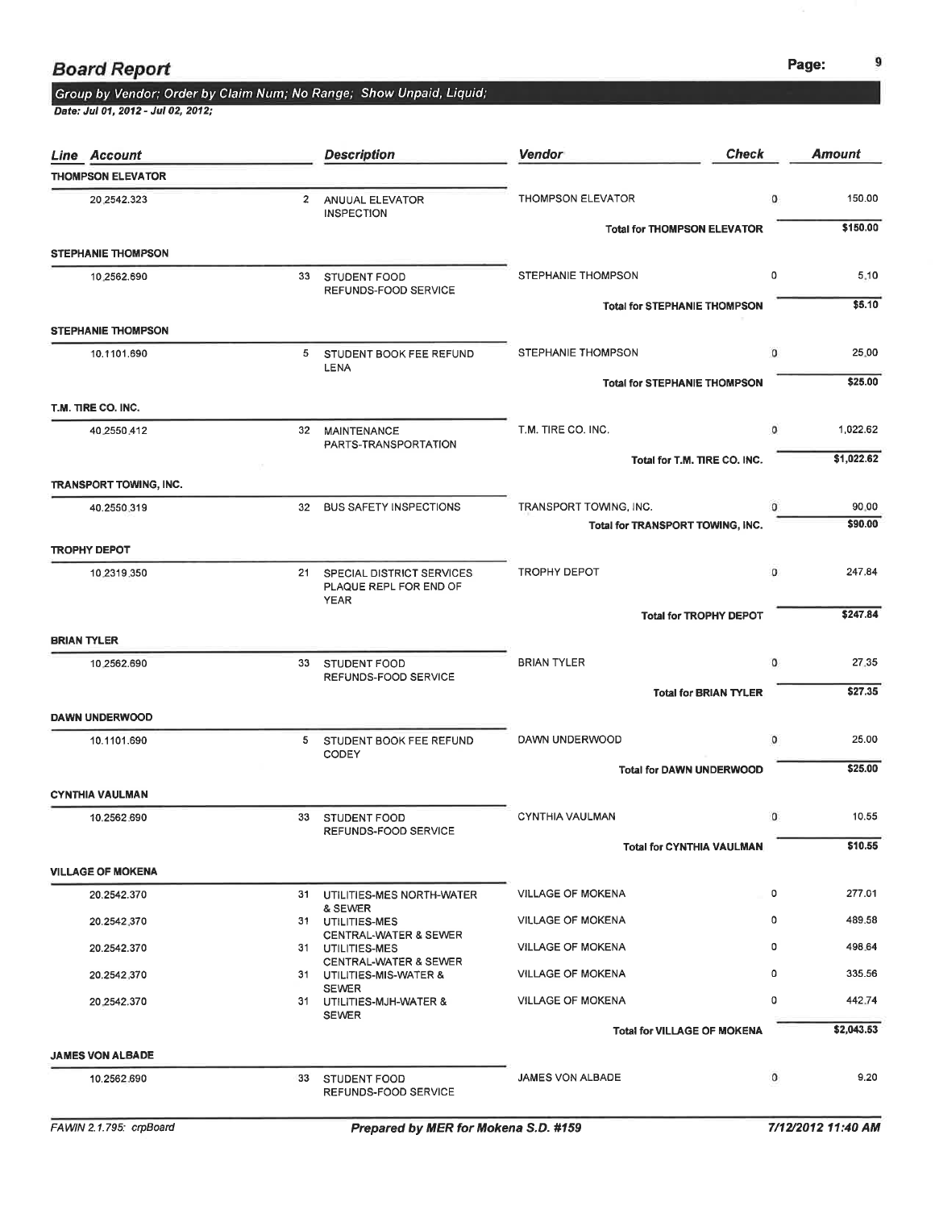# Board Report

*Group by Vendor; Order by Claim Num; No Range; Show Unpaid, Liquid;*

*Date: Jul 01, 2012 - Jul 02, 2012;*

| Line Account | | Description | Vendor | Check | Amount |
|---|---|---|---|---|---|
| **THOMPSON ELEVATOR** | | | | | |
| 20.2542.323 | 2 | ANUUAL ELEVATOR INSPECTION | THOMPSON ELEVATOR | 0 | 150.00 |
| | | | **Total for THOMPSON ELEVATOR** | | **$150.00** |
| **STEPHANIE THOMPSON** | | | | | |
| 10.2562.690 | 33 | STUDENT FOOD REFUNDS-FOOD SERVICE | STEPHANIE THOMPSON | 0 | 5.10 |
| | | | **Total for STEPHANIE THOMPSON** | | **$5.10** |
| **STEPHANIE THOMPSON** | | | | | |
| 10.1101.690 | 5 | STUDENT BOOK FEE REFUND LENA | STEPHANIE THOMPSON | 0 | 25.00 |
| | | | **Total for STEPHANIE THOMPSON** | | **$25.00** |
| **T.M. TIRE CO. INC.** | | | | | |
| 40.2550.412 | 32 | MAINTENANCE PARTS-TRANSPORTATION | T.M. TIRE CO. INC. | 0 | 1,022.62 |
| | | | **Total for T.M. TIRE CO. INC.** | | **$1,022.62** |
| **TRANSPORT TOWING, INC.** | | | | | |
| 40.2550.319 | 32 | BUS SAFETY INSPECTIONS | TRANSPORT TOWING, INC. | 0 | 90.00 |
| | | | **Total for TRANSPORT TOWING, INC.** | | **$90.00** |
| **TROPHY DEPOT** | | | | | |
| 10.2319.350 | 21 | SPECIAL DISTRICT SERVICES PLAQUE REPL FOR END OF YEAR | TROPHY DEPOT | 0 | 247.84 |
| | | | **Total for TROPHY DEPOT** | | **$247.84** |
| **BRIAN TYLER** | | | | | |
| 10.2562.690 | 33 | STUDENT FOOD REFUNDS-FOOD SERVICE | BRIAN TYLER | 0 | 27.35 |
| | | | **Total for BRIAN TYLER** | | **$27.35** |
| **DAWN UNDERWOOD** | | | | | |
| 10.1101.690 | 5 | STUDENT BOOK FEE REFUND CODEY | DAWN UNDERWOOD | 0 | 25.00 |
| | | | **Total for DAWN UNDERWOOD** | | **$25.00** |
| **CYNTHIA VAULMAN** | | | | | |
| 10.2562.690 | 33 | STUDENT FOOD REFUNDS-FOOD SERVICE | CYNTHIA VAULMAN | 0 | 10.55 |
| | | | **Total for CYNTHIA VAULMAN** | | **$10.55** |
| **VILLAGE OF MOKENA** | | | | | |
| 20.2542.370 | 31 | UTILITIES-MES NORTH-WATER & SEWER | VILLAGE OF MOKENA | 0 | 277.01 |
| 20.2542.370 | 31 | UTILITIES-MES CENTRAL-WATER & SEWER | VILLAGE OF MOKENA | 0 | 489.58 |
| 20.2542.370 | 31 | UTILITIES-MES CENTRAL-WATER & SEWER | VILLAGE OF MOKENA | 0 | 498.64 |
| 20.2542.370 | 31 | UTILITIES-MIS-WATER & SEWER | VILLAGE OF MOKENA | 0 | 335.56 |
| 20.2542.370 | 31 | UTILITIES-MJH-WATER & SEWER | VILLAGE OF MOKENA | 0 | 442.74 |
| | | | **Total for VILLAGE OF MOKENA** | | **$2,043.53** |
| **JAMES VON ALBADE** | | | | | |
| 10.2562.690 | 33 | STUDENT FOOD REFUNDS-FOOD SERVICE | JAMES VON ALBADE | 0 | 9.20 |

FAWIN 2.1.795: crpBoard — *Prepared by MER for Mokena S.D. #159* — *7/12/2012 11:40 AM*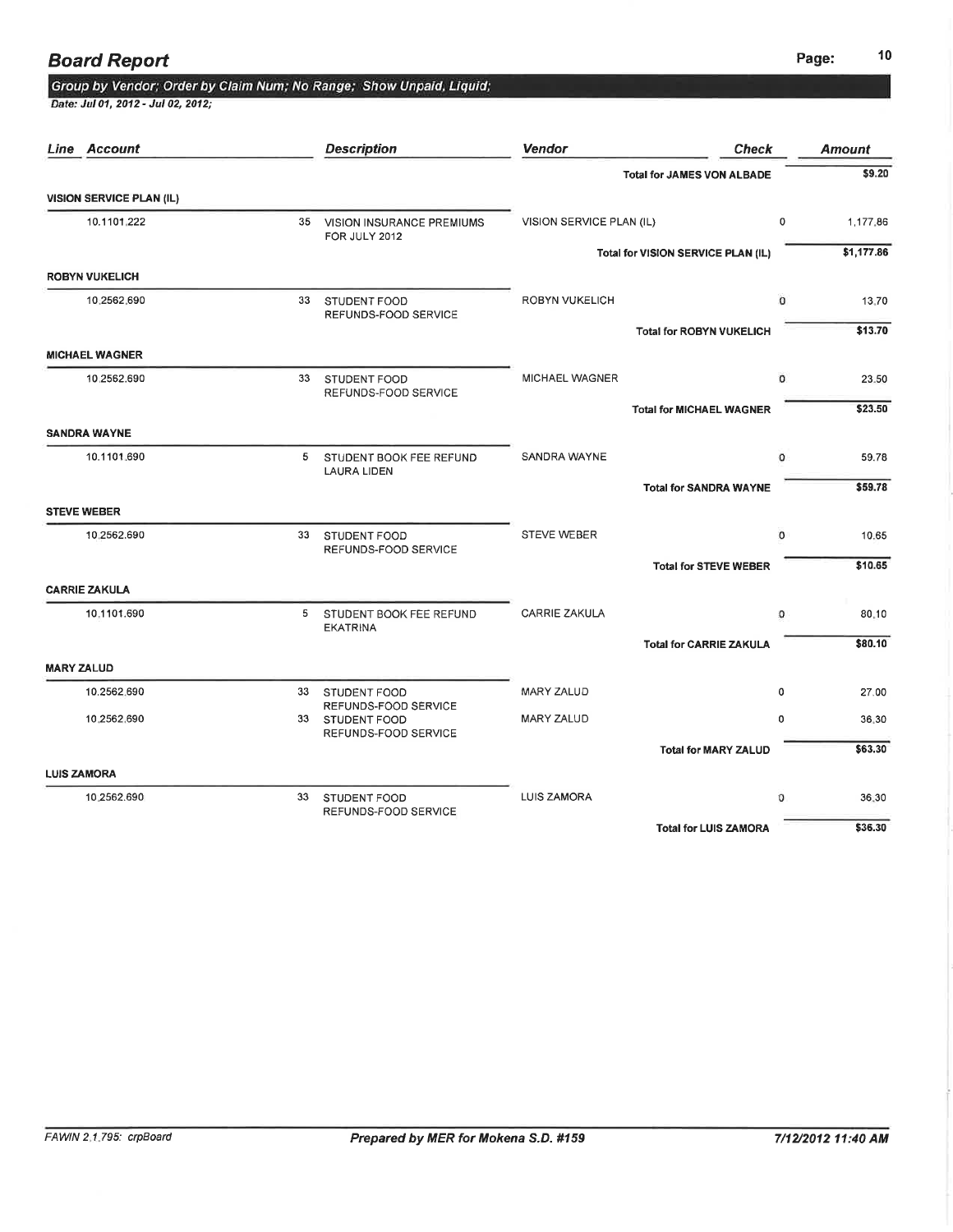# Board Report

*Group by Vendor; Order by Claim Num; No Range; Show Unpaid, Liquid;*

*Date: Jul 01, 2012 - Jul 02, 2012;*

| Line | Account | | Description | Vendor | Check | Amount |
|---|---|---|---|---|---|---|
| | | | | **Total for JAMES VON ALBADE** | | **$9.20** |
| **VISION SERVICE PLAN (IL)** | | | | | | |
| | 10.1101.222 | 35 | VISION INSURANCE PREMIUMS FOR JULY 2012 | VISION SERVICE PLAN (IL) | 0 | 1,177.86 |
| | | | | **Total for VISION SERVICE PLAN (IL)** | | **$1,177.86** |
| **ROBYN VUKELICH** | | | | | | |
| | 10.2562.690 | 33 | STUDENT FOOD REFUNDS-FOOD SERVICE | ROBYN VUKELICH | 0 | 13.70 |
| | | | | **Total for ROBYN VUKELICH** | | **$13.70** |
| **MICHAEL WAGNER** | | | | | | |
| | 10.2562.690 | 33 | STUDENT FOOD REFUNDS-FOOD SERVICE | MICHAEL WAGNER | 0 | 23.50 |
| | | | | **Total for MICHAEL WAGNER** | | **$23.50** |
| **SANDRA WAYNE** | | | | | | |
| | 10.1101.690 | 5 | STUDENT BOOK FEE REFUND LAURA LIDEN | SANDRA WAYNE | 0 | 59.78 |
| | | | | **Total for SANDRA WAYNE** | | **$59.78** |
| **STEVE WEBER** | | | | | | |
| | 10.2562.690 | 33 | STUDENT FOOD REFUNDS-FOOD SERVICE | STEVE WEBER | 0 | 10.65 |
| | | | | **Total for STEVE WEBER** | | **$10.65** |
| **CARRIE ZAKULA** | | | | | | |
| | 10.1101.690 | 5 | STUDENT BOOK FEE REFUND EKATRINA | CARRIE ZAKULA | 0 | 80.10 |
| | | | | **Total for CARRIE ZAKULA** | | **$80.10** |
| **MARY ZALUD** | | | | | | |
| | 10.2562.690 | 33 | STUDENT FOOD REFUNDS-FOOD SERVICE | MARY ZALUD | 0 | 27.00 |
| | 10.2562.690 | 33 | STUDENT FOOD REFUNDS-FOOD SERVICE | MARY ZALUD | 0 | 36.30 |
| | | | | **Total for MARY ZALUD** | | **$63.30** |
| **LUIS ZAMORA** | | | | | | |
| | 10.2562.690 | 33 | STUDENT FOOD REFUNDS-FOOD SERVICE | LUIS ZAMORA | 0 | 36.30 |
| | | | | **Total for LUIS ZAMORA** | | **$36.30** |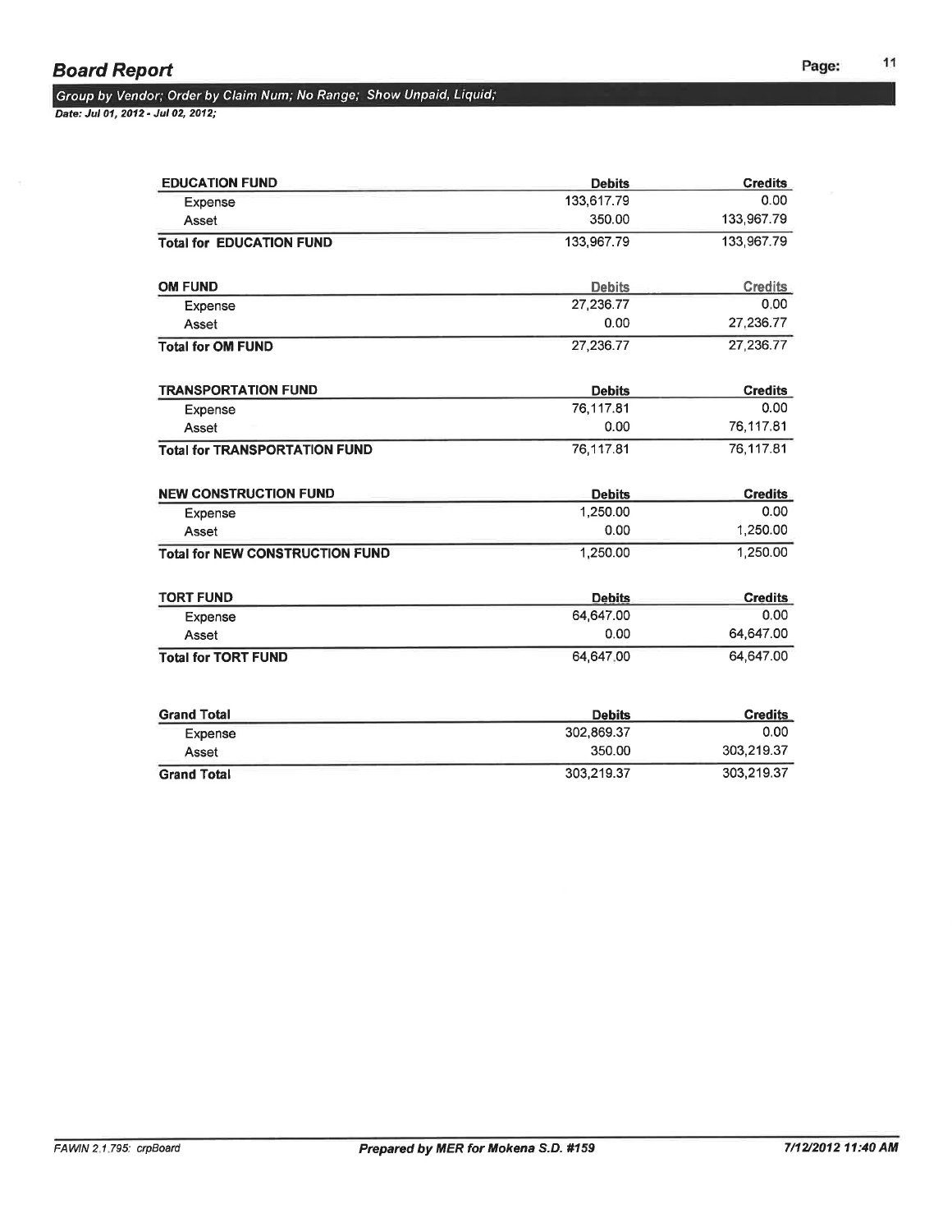## Board Report

*Group by Vendor; Order by Claim Num; No Range; Show Unpaid, Liquid;*
***Date: Jul 01, 2012 - Jul 02, 2012;***

| EDUCATION FUND | Debits | Credits |
|---|---|---|
| Expense | 133,617.79 | 0.00 |
| Asset | 350.00 | 133,967.79 |
| **Total for EDUCATION FUND** | 133,967.79 | 133,967.79 |

| OM FUND | Debits | Credits |
|---|---|---|
| Expense | 27,236.77 | 0.00 |
| Asset | 0.00 | 27,236.77 |
| **Total for OM FUND** | 27,236.77 | 27,236.77 |

| TRANSPORTATION FUND | Debits | Credits |
|---|---|---|
| Expense | 76,117.81 | 0.00 |
| Asset | 0.00 | 76,117.81 |
| **Total for TRANSPORTATION FUND** | 76,117.81 | 76,117.81 |

| NEW CONSTRUCTION FUND | Debits | Credits |
|---|---|---|
| Expense | 1,250.00 | 0.00 |
| Asset | 0.00 | 1,250.00 |
| **Total for NEW CONSTRUCTION FUND** | 1,250.00 | 1,250.00 |

| TORT FUND | Debits | Credits |
|---|---|---|
| Expense | 64,647.00 | 0.00 |
| Asset | 0.00 | 64,647.00 |
| **Total for TORT FUND** | 64,647.00 | 64,647.00 |

| Grand Total | Debits | Credits |
|---|---|---|
| Expense | 302,869.37 | 0.00 |
| Asset | 350.00 | 303,219.37 |
| **Grand Total** | 303,219.37 | 303,219.37 |

*FAWIN 2.1.795: crpBoard* | ***Prepared by MER for Mokena S.D. #159*** | ***7/12/2012 11:40 AM***